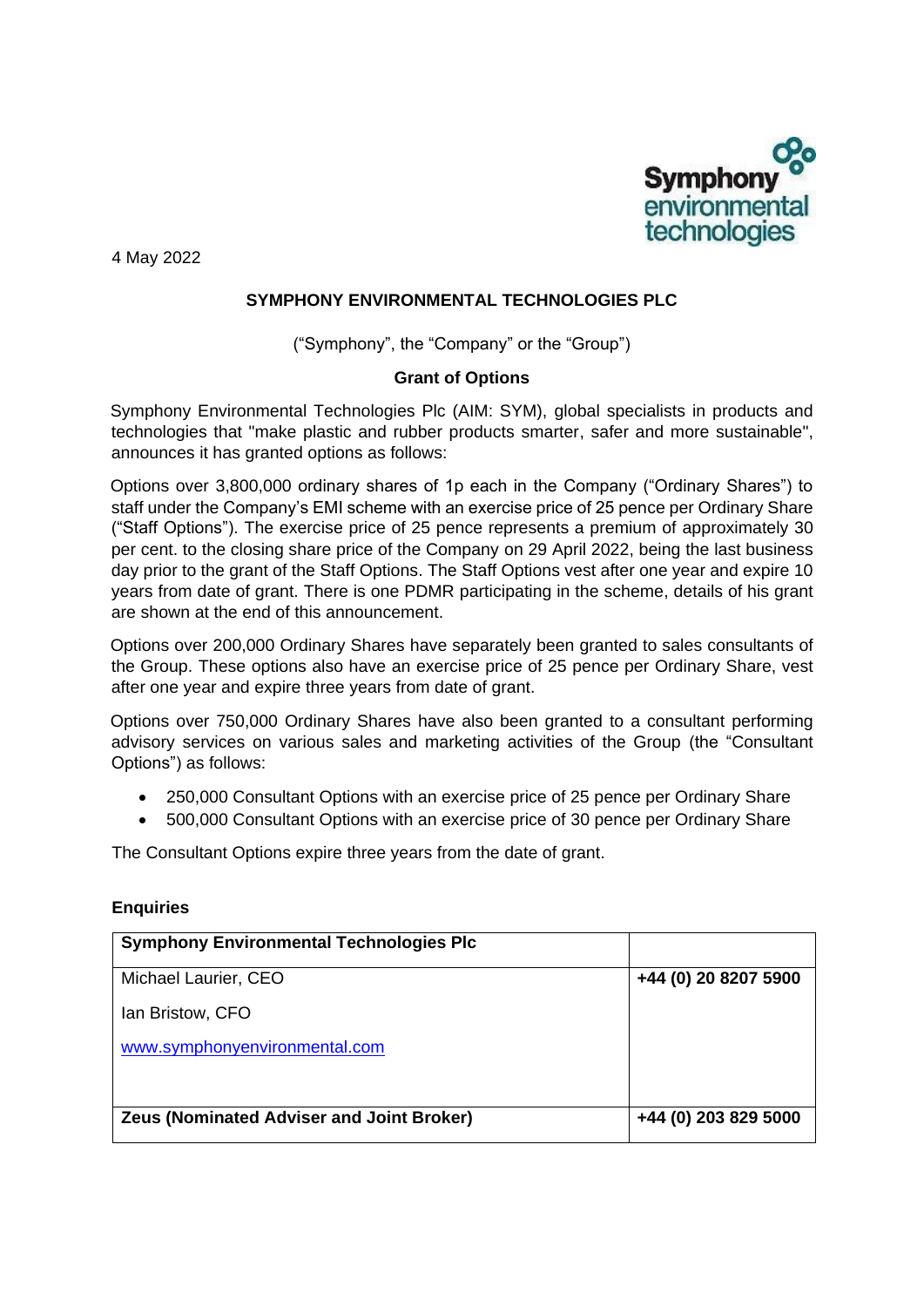4 May 2022

# SYMPHONY ENVIRONMENTAL TECHNOLOGIES PLC

("Symphony", the "Company" or the "Group")

## Grant of Options

Symphony Environmental Technologies Plc (AIM: SYM), global specialists in products and technologies that "make plastic and rubber products smarter, safer and more sustainable", announces it has granted options as follows:

Options over 3,800,000 ordinary shares of 1p each in the Company ("Ordinary Shares") to staff under the Company's EMI scheme with an exercise price of 25 pence per Ordinary Share ("Staff Options"). The exercise price of 25 pence represents a premium of approximately 30 per cent. to the closing share price of the Company on 29 April 2022, being the last business day prior to the grant of the Staff Options. The Staff Options vest after one year and expire 10 years from date of grant. There is one PDMR participating in the scheme, details of his grant are shown at the end of this announcement.

Options over 200,000 Ordinary Shares have separately been granted to sales consultants of the Group. These options also have an exercise price of 25 pence per Ordinary Share, vest after one year and expire three years from date of grant.

Options over 750,000 Ordinary Shares have also been granted to a consultant performing advisory services on various sales and marketing activities of the Group (the "Consultant Options") as follows:

- 250,000 Consultant Options with an exercise price of 25 pence per Ordinary Share
- 500,000 Consultant Options with an exercise price of 30 pence per Ordinary Share

The Consultant Options expire three years from the date of grant.

**Enquiries**

| **Symphony Environmental Technologies Plc** | |
|---|---|
| Michael Laurier, CEO<br>Ian Bristow, CFO<br>www.symphonyenvironmental.com | **+44 (0) 20 8207 5900** |
| **Zeus (Nominated Adviser and Joint Broker)** | **+44 (0) 203 829 5000** |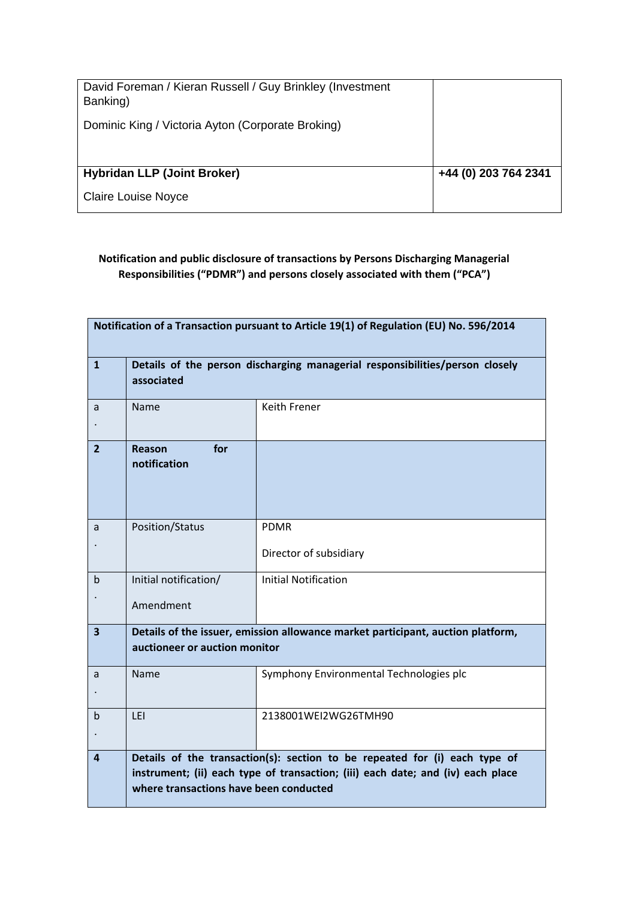| | |
|---|---|
| David Foreman / Kieran Russell / Guy Brinkley (Investment Banking)<br><br>Dominic King / Victoria Ayton (Corporate Broking) | |
| **Hybridan LLP (Joint Broker)**<br><br>Claire Louise Noyce | **+44 (0) 203 764 2341** |

**Notification and public disclosure of transactions by Persons Discharging Managerial Responsibilities ("PDMR") and persons closely associated with them ("PCA")**

| **Notification of a Transaction pursuant to Article 19(1) of Regulation (EU) No. 596/2014** | | |
|---|---|---|
| **1** | **Details of the person discharging managerial responsibilities/person closely associated** | |
| a. | Name | Keith Frener |
| **2** | **Reason for notification** | |
| a. | Position/Status | PDMR<br><br>Director of subsidiary |
| b. | Initial notification/<br><br>Amendment | Initial Notification |
| **3** | **Details of the issuer, emission allowance market participant, auction platform, auctioneer or auction monitor** | |
| a. | Name | Symphony Environmental Technologies plc |
| b. | LEI | 2138001WEI2WG26TMH90 |
| **4** | **Details of the transaction(s): section to be repeated for (i) each type of instrument; (ii) each type of transaction; (iii) each date; and (iv) each place where transactions have been conducted** | |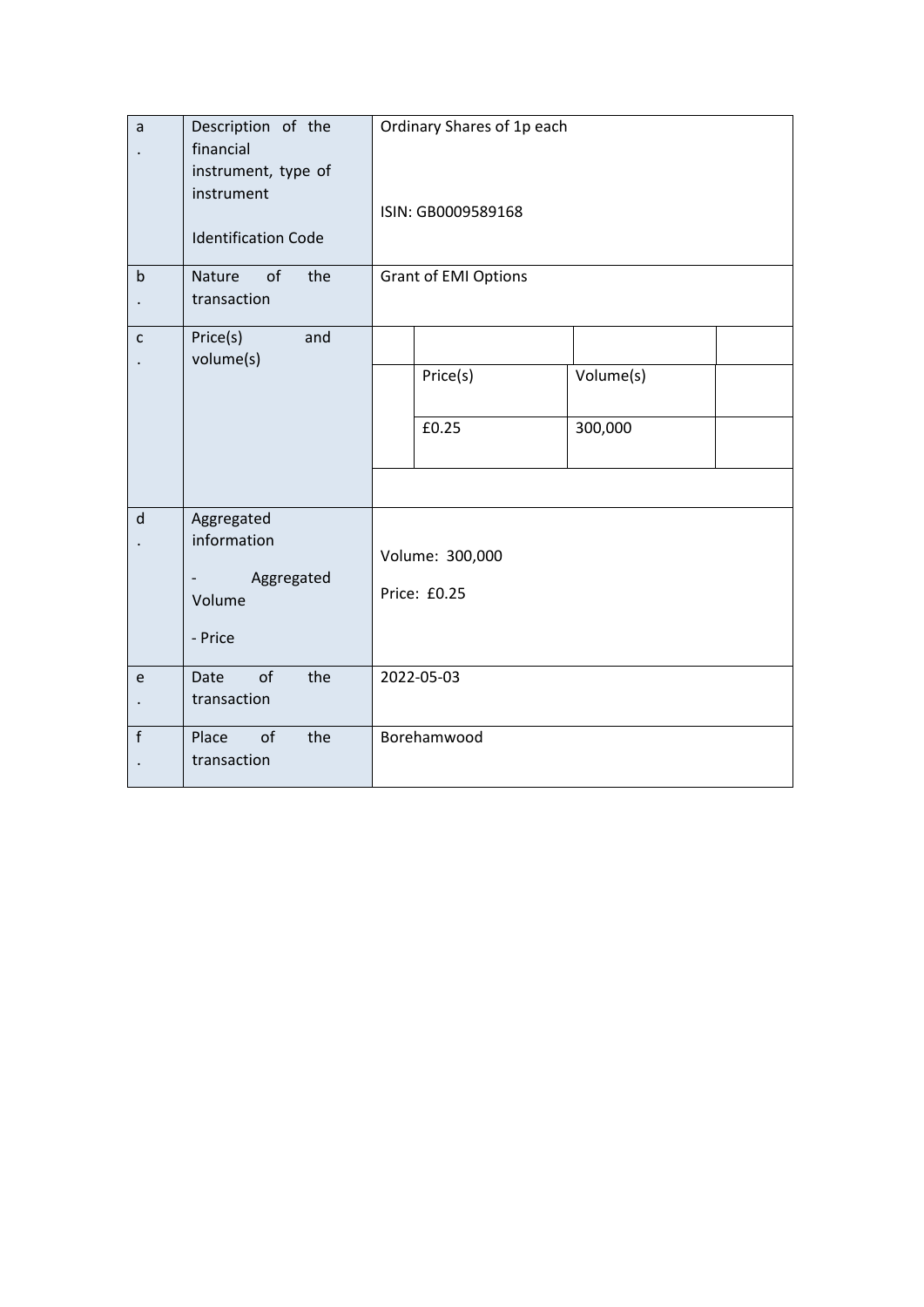| | | |
|---|---|---|
| a. | Description of the financial instrument, type of instrument<br><br>Identification Code | Ordinary Shares of 1p each<br><br>ISIN: GB0009589168 |
| b. | Nature of the transaction | Grant of EMI Options |
| c. | Price(s) and volume(s) | Price(s): £0.25<br>Volume(s): 300,000 |
| d. | Aggregated information<br><br>- Aggregated Volume<br><br>- Price | Volume: 300,000<br><br>Price: £0.25 |
| e. | Date of the transaction | 2022-05-03 |
| f. | Place of the transaction | Borehamwood |